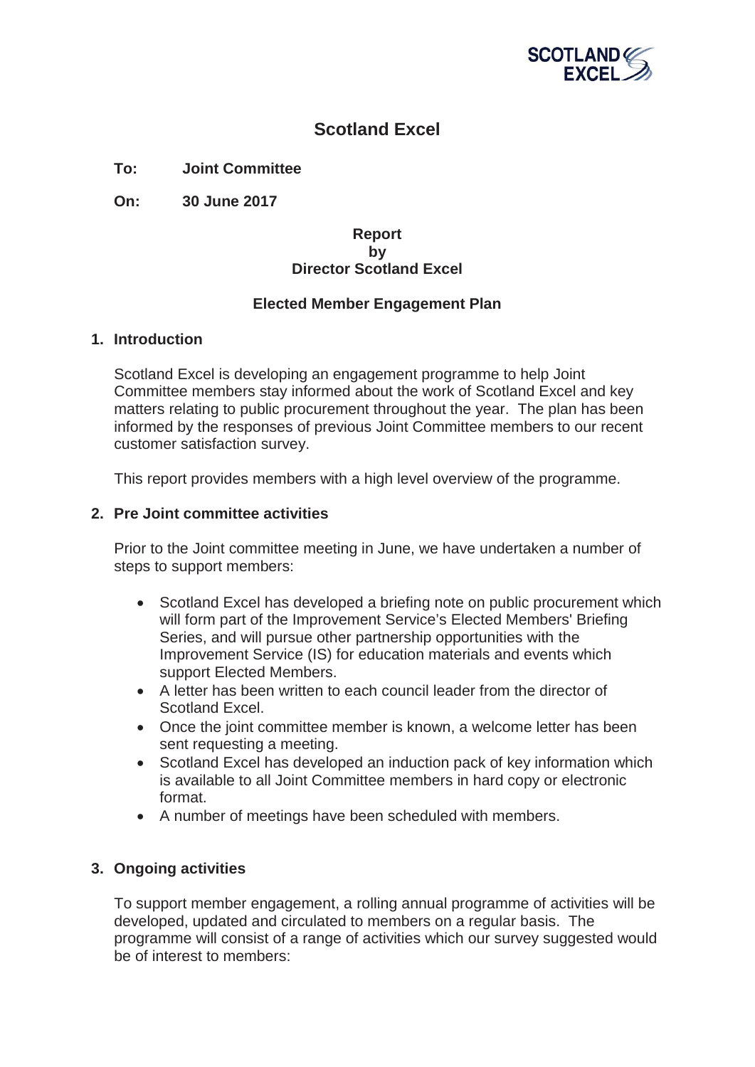# Scotland Excel

**To:** **Joint Committee**

**On:** **30 June 2017**

**Report**
**by**
**Director Scotland Excel**

**Elected Member Engagement Plan**

## 1. Introduction

Scotland Excel is developing an engagement programme to help Joint Committee members stay informed about the work of Scotland Excel and key matters relating to public procurement throughout the year. The plan has been informed by the responses of previous Joint Committee members to our recent customer satisfaction survey.

This report provides members with a high level overview of the programme.

## 2. Pre Joint committee activities

Prior to the Joint committee meeting in June, we have undertaken a number of steps to support members:

- Scotland Excel has developed a briefing note on public procurement which will form part of the Improvement Service's Elected Members' Briefing Series, and will pursue other partnership opportunities with the Improvement Service (IS) for education materials and events which support Elected Members.
- A letter has been written to each council leader from the director of Scotland Excel.
- Once the joint committee member is known, a welcome letter has been sent requesting a meeting.
- Scotland Excel has developed an induction pack of key information which is available to all Joint Committee members in hard copy or electronic format.
- A number of meetings have been scheduled with members.

## 3. Ongoing activities

To support member engagement, a rolling annual programme of activities will be developed, updated and circulated to members on a regular basis. The programme will consist of a range of activities which our survey suggested would be of interest to members: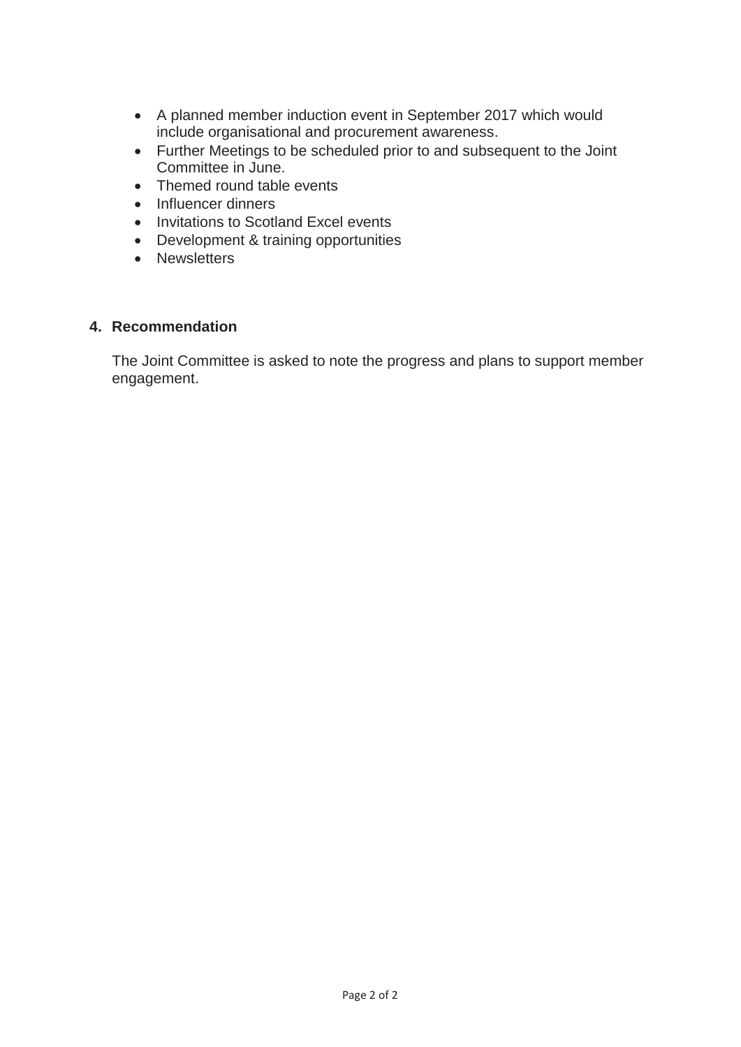- A planned member induction event in September 2017 which would include organisational and procurement awareness.
- Further Meetings to be scheduled prior to and subsequent to the Joint Committee in June.
- Themed round table events
- Influencer dinners
- Invitations to Scotland Excel events
- Development & training opportunities
- Newsletters

## 4. Recommendation

The Joint Committee is asked to note the progress and plans to support member engagement.